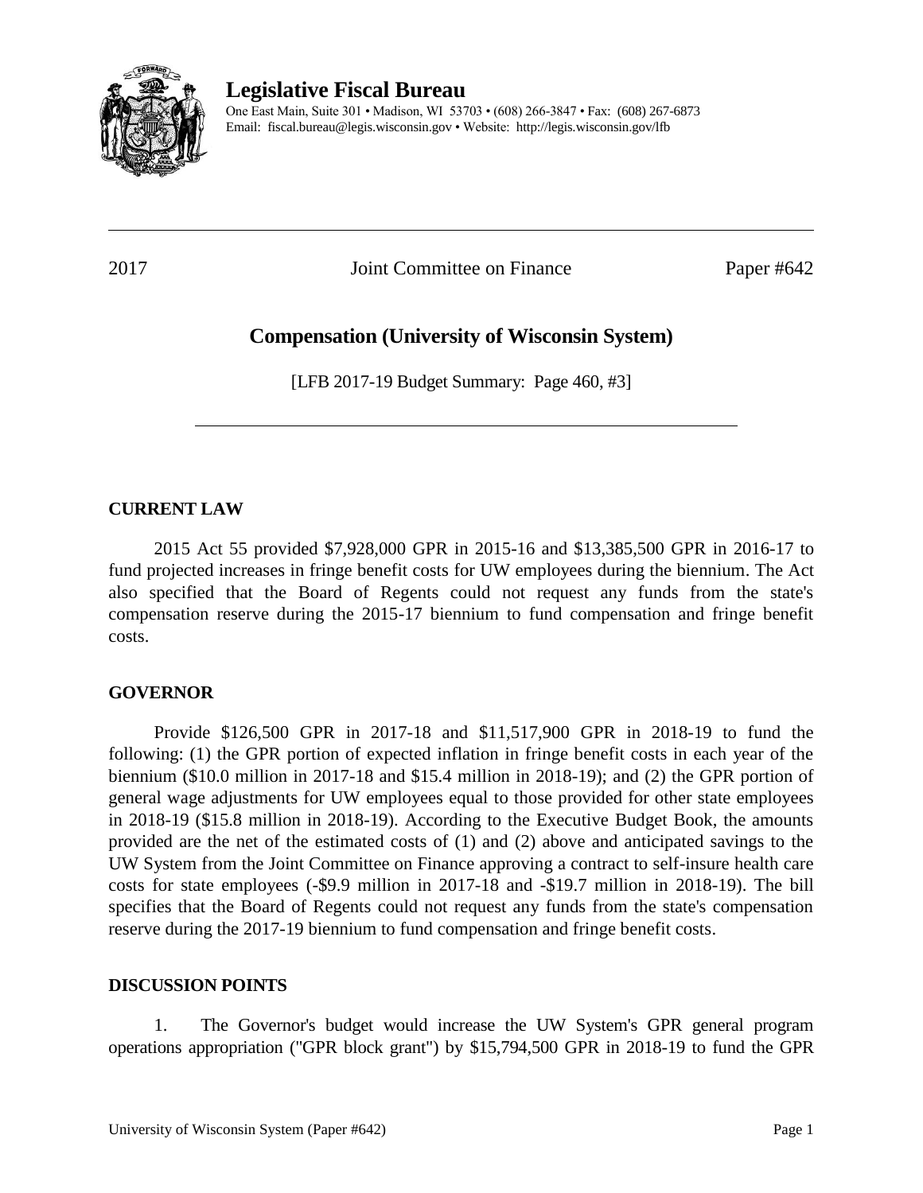# Legislative Fiscal Bureau

One East Main, Suite 301 • Madison, WI 53703 • (608) 266-3847 • Fax: (608) 267-6873
Email: fiscal.bureau@legis.wisconsin.gov • Website: http://legis.wisconsin.gov/lfb

---

2017 Joint Committee on Finance Paper #642

## Compensation (University of Wisconsin System)

[LFB 2017-19 Budget Summary: Page 460, #3]

---

### CURRENT LAW

2015 Act 55 provided $7,928,000 GPR in 2015-16 and $13,385,500 GPR in 2016-17 to fund projected increases in fringe benefit costs for UW employees during the biennium. The Act also specified that the Board of Regents could not request any funds from the state's compensation reserve during the 2015-17 biennium to fund compensation and fringe benefit costs.

### GOVERNOR

Provide $126,500 GPR in 2017-18 and $11,517,900 GPR in 2018-19 to fund the following: (1) the GPR portion of expected inflation in fringe benefit costs in each year of the biennium ($10.0 million in 2017-18 and $15.4 million in 2018-19); and (2) the GPR portion of general wage adjustments for UW employees equal to those provided for other state employees in 2018-19 ($15.8 million in 2018-19). According to the Executive Budget Book, the amounts provided are the net of the estimated costs of (1) and (2) above and anticipated savings to the UW System from the Joint Committee on Finance approving a contract to self-insure health care costs for state employees (-$9.9 million in 2017-18 and -$19.7 million in 2018-19). The bill specifies that the Board of Regents could not request any funds from the state's compensation reserve during the 2017-19 biennium to fund compensation and fringe benefit costs.

### DISCUSSION POINTS

1. The Governor's budget would increase the UW System's GPR general program operations appropriation ("GPR block grant") by $15,794,500 GPR in 2018-19 to fund the GPR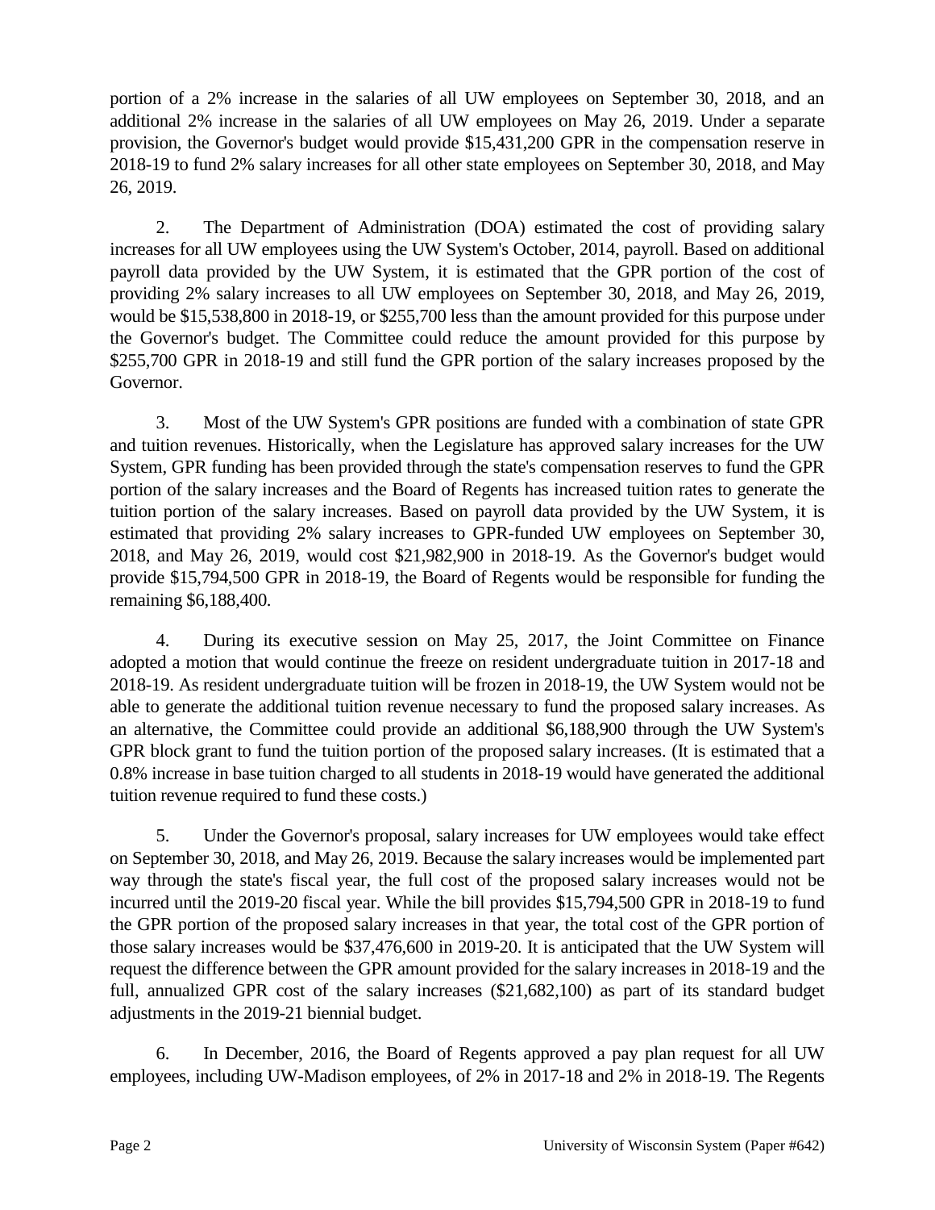portion of a 2% increase in the salaries of all UW employees on September 30, 2018, and an additional 2% increase in the salaries of all UW employees on May 26, 2019. Under a separate provision, the Governor's budget would provide $15,431,200 GPR in the compensation reserve in 2018-19 to fund 2% salary increases for all other state employees on September 30, 2018, and May 26, 2019.

2. The Department of Administration (DOA) estimated the cost of providing salary increases for all UW employees using the UW System's October, 2014, payroll. Based on additional payroll data provided by the UW System, it is estimated that the GPR portion of the cost of providing 2% salary increases to all UW employees on September 30, 2018, and May 26, 2019, would be $15,538,800 in 2018-19, or $255,700 less than the amount provided for this purpose under the Governor's budget. The Committee could reduce the amount provided for this purpose by $255,700 GPR in 2018-19 and still fund the GPR portion of the salary increases proposed by the Governor.

3. Most of the UW System's GPR positions are funded with a combination of state GPR and tuition revenues. Historically, when the Legislature has approved salary increases for the UW System, GPR funding has been provided through the state's compensation reserves to fund the GPR portion of the salary increases and the Board of Regents has increased tuition rates to generate the tuition portion of the salary increases. Based on payroll data provided by the UW System, it is estimated that providing 2% salary increases to GPR-funded UW employees on September 30, 2018, and May 26, 2019, would cost $21,982,900 in 2018-19. As the Governor's budget would provide $15,794,500 GPR in 2018-19, the Board of Regents would be responsible for funding the remaining $6,188,400.

4. During its executive session on May 25, 2017, the Joint Committee on Finance adopted a motion that would continue the freeze on resident undergraduate tuition in 2017-18 and 2018-19. As resident undergraduate tuition will be frozen in 2018-19, the UW System would not be able to generate the additional tuition revenue necessary to fund the proposed salary increases. As an alternative, the Committee could provide an additional $6,188,900 through the UW System's GPR block grant to fund the tuition portion of the proposed salary increases. (It is estimated that a 0.8% increase in base tuition charged to all students in 2018-19 would have generated the additional tuition revenue required to fund these costs.)

5. Under the Governor's proposal, salary increases for UW employees would take effect on September 30, 2018, and May 26, 2019. Because the salary increases would be implemented part way through the state's fiscal year, the full cost of the proposed salary increases would not be incurred until the 2019-20 fiscal year. While the bill provides $15,794,500 GPR in 2018-19 to fund the GPR portion of the proposed salary increases in that year, the total cost of the GPR portion of those salary increases would be $37,476,600 in 2019-20. It is anticipated that the UW System will request the difference between the GPR amount provided for the salary increases in 2018-19 and the full, annualized GPR cost of the salary increases ($21,682,100) as part of its standard budget adjustments in the 2019-21 biennial budget.

6. In December, 2016, the Board of Regents approved a pay plan request for all UW employees, including UW-Madison employees, of 2% in 2017-18 and 2% in 2018-19. The Regents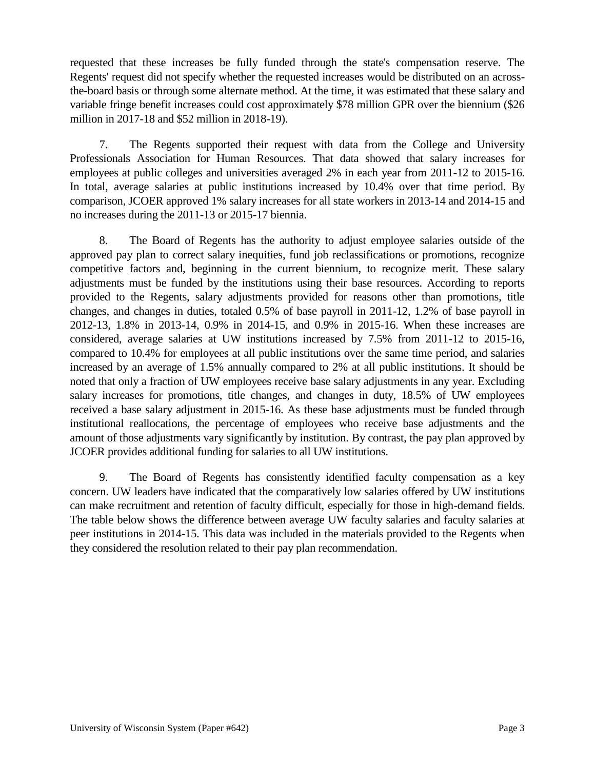requested that these increases be fully funded through the state's compensation reserve. The Regents' request did not specify whether the requested increases would be distributed on an across-the-board basis or through some alternate method. At the time, it was estimated that these salary and variable fringe benefit increases could cost approximately $78 million GPR over the biennium ($26 million in 2017-18 and $52 million in 2018-19).

7. The Regents supported their request with data from the College and University Professionals Association for Human Resources. That data showed that salary increases for employees at public colleges and universities averaged 2% in each year from 2011-12 to 2015-16. In total, average salaries at public institutions increased by 10.4% over that time period. By comparison, JCOER approved 1% salary increases for all state workers in 2013-14 and 2014-15 and no increases during the 2011-13 or 2015-17 biennia.

8. The Board of Regents has the authority to adjust employee salaries outside of the approved pay plan to correct salary inequities, fund job reclassifications or promotions, recognize competitive factors and, beginning in the current biennium, to recognize merit. These salary adjustments must be funded by the institutions using their base resources. According to reports provided to the Regents, salary adjustments provided for reasons other than promotions, title changes, and changes in duties, totaled 0.5% of base payroll in 2011-12, 1.2% of base payroll in 2012-13, 1.8% in 2013-14, 0.9% in 2014-15, and 0.9% in 2015-16. When these increases are considered, average salaries at UW institutions increased by 7.5% from 2011-12 to 2015-16, compared to 10.4% for employees at all public institutions over the same time period, and salaries increased by an average of 1.5% annually compared to 2% at all public institutions. It should be noted that only a fraction of UW employees receive base salary adjustments in any year. Excluding salary increases for promotions, title changes, and changes in duty, 18.5% of UW employees received a base salary adjustment in 2015-16. As these base adjustments must be funded through institutional reallocations, the percentage of employees who receive base adjustments and the amount of those adjustments vary significantly by institution. By contrast, the pay plan approved by JCOER provides additional funding for salaries to all UW institutions.

9. The Board of Regents has consistently identified faculty compensation as a key concern. UW leaders have indicated that the comparatively low salaries offered by UW institutions can make recruitment and retention of faculty difficult, especially for those in high-demand fields. The table below shows the difference between average UW faculty salaries and faculty salaries at peer institutions in 2014-15. This data was included in the materials provided to the Regents when they considered the resolution related to their pay plan recommendation.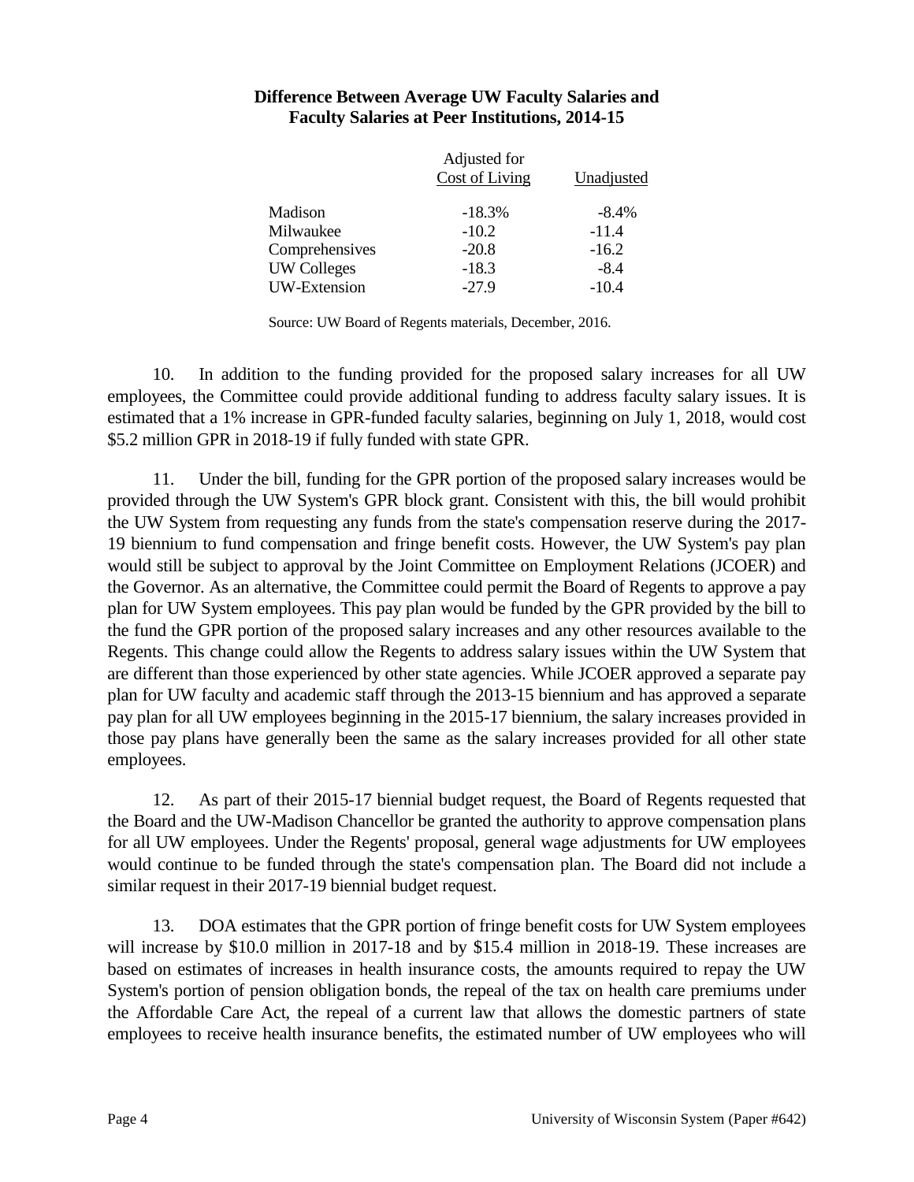**Difference Between Average UW Faculty Salaries and Faculty Salaries at Peer Institutions, 2014-15**

| | Adjusted for Cost of Living | Unadjusted |
|---|---|---|
| Madison | -18.3% | -8.4% |
| Milwaukee | -10.2 | -11.4 |
| Comprehensives | -20.8 | -16.2 |
| UW Colleges | -18.3 | -8.4 |
| UW-Extension | -27.9 | -10.4 |

Source: UW Board of Regents materials, December, 2016.

10. In addition to the funding provided for the proposed salary increases for all UW employees, the Committee could provide additional funding to address faculty salary issues. It is estimated that a 1% increase in GPR-funded faculty salaries, beginning on July 1, 2018, would cost $5.2 million GPR in 2018-19 if fully funded with state GPR.

11. Under the bill, funding for the GPR portion of the proposed salary increases would be provided through the UW System's GPR block grant. Consistent with this, the bill would prohibit the UW System from requesting any funds from the state's compensation reserve during the 2017-19 biennium to fund compensation and fringe benefit costs. However, the UW System's pay plan would still be subject to approval by the Joint Committee on Employment Relations (JCOER) and the Governor. As an alternative, the Committee could permit the Board of Regents to approve a pay plan for UW System employees. This pay plan would be funded by the GPR provided by the bill to the fund the GPR portion of the proposed salary increases and any other resources available to the Regents. This change could allow the Regents to address salary issues within the UW System that are different than those experienced by other state agencies. While JCOER approved a separate pay plan for UW faculty and academic staff through the 2013-15 biennium and has approved a separate pay plan for all UW employees beginning in the 2015-17 biennium, the salary increases provided in those pay plans have generally been the same as the salary increases provided for all other state employees.

12. As part of their 2015-17 biennial budget request, the Board of Regents requested that the Board and the UW-Madison Chancellor be granted the authority to approve compensation plans for all UW employees. Under the Regents' proposal, general wage adjustments for UW employees would continue to be funded through the state's compensation plan. The Board did not include a similar request in their 2017-19 biennial budget request.

13. DOA estimates that the GPR portion of fringe benefit costs for UW System employees will increase by $10.0 million in 2017-18 and by $15.4 million in 2018-19. These increases are based on estimates of increases in health insurance costs, the amounts required to repay the UW System's portion of pension obligation bonds, the repeal of the tax on health care premiums under the Affordable Care Act, the repeal of a current law that allows the domestic partners of state employees to receive health insurance benefits, the estimated number of UW employees who will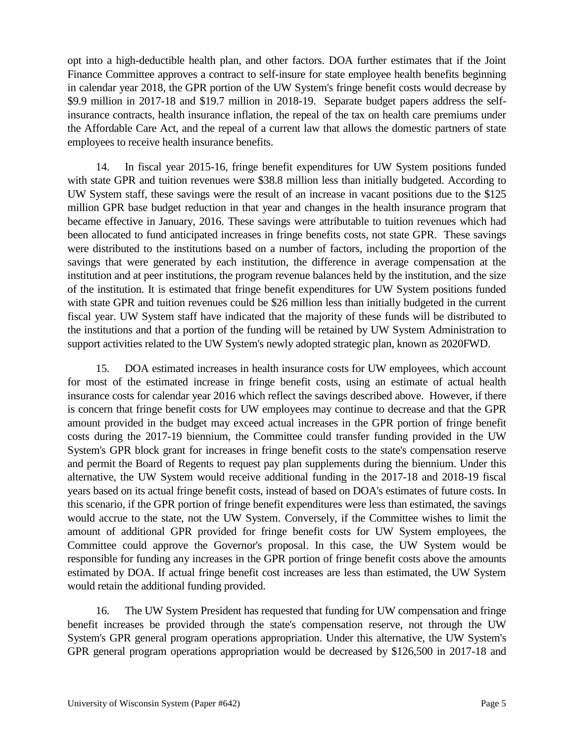opt into a high-deductible health plan, and other factors. DOA further estimates that if the Joint Finance Committee approves a contract to self-insure for state employee health benefits beginning in calendar year 2018, the GPR portion of the UW System's fringe benefit costs would decrease by $9.9 million in 2017-18 and $19.7 million in 2018-19. Separate budget papers address the self-insurance contracts, health insurance inflation, the repeal of the tax on health care premiums under the Affordable Care Act, and the repeal of a current law that allows the domestic partners of state employees to receive health insurance benefits.

14. In fiscal year 2015-16, fringe benefit expenditures for UW System positions funded with state GPR and tuition revenues were $38.8 million less than initially budgeted. According to UW System staff, these savings were the result of an increase in vacant positions due to the $125 million GPR base budget reduction in that year and changes in the health insurance program that became effective in January, 2016. These savings were attributable to tuition revenues which had been allocated to fund anticipated increases in fringe benefits costs, not state GPR. These savings were distributed to the institutions based on a number of factors, including the proportion of the savings that were generated by each institution, the difference in average compensation at the institution and at peer institutions, the program revenue balances held by the institution, and the size of the institution. It is estimated that fringe benefit expenditures for UW System positions funded with state GPR and tuition revenues could be $26 million less than initially budgeted in the current fiscal year. UW System staff have indicated that the majority of these funds will be distributed to the institutions and that a portion of the funding will be retained by UW System Administration to support activities related to the UW System's newly adopted strategic plan, known as 2020FWD.

15. DOA estimated increases in health insurance costs for UW employees, which account for most of the estimated increase in fringe benefit costs, using an estimate of actual health insurance costs for calendar year 2016 which reflect the savings described above. However, if there is concern that fringe benefit costs for UW employees may continue to decrease and that the GPR amount provided in the budget may exceed actual increases in the GPR portion of fringe benefit costs during the 2017-19 biennium, the Committee could transfer funding provided in the UW System's GPR block grant for increases in fringe benefit costs to the state's compensation reserve and permit the Board of Regents to request pay plan supplements during the biennium. Under this alternative, the UW System would receive additional funding in the 2017-18 and 2018-19 fiscal years based on its actual fringe benefit costs, instead of based on DOA's estimates of future costs. In this scenario, if the GPR portion of fringe benefit expenditures were less than estimated, the savings would accrue to the state, not the UW System. Conversely, if the Committee wishes to limit the amount of additional GPR provided for fringe benefit costs for UW System employees, the Committee could approve the Governor's proposal. In this case, the UW System would be responsible for funding any increases in the GPR portion of fringe benefit costs above the amounts estimated by DOA. If actual fringe benefit cost increases are less than estimated, the UW System would retain the additional funding provided.

16. The UW System President has requested that funding for UW compensation and fringe benefit increases be provided through the state's compensation reserve, not through the UW System's GPR general program operations appropriation. Under this alternative, the UW System's GPR general program operations appropriation would be decreased by $126,500 in 2017-18 and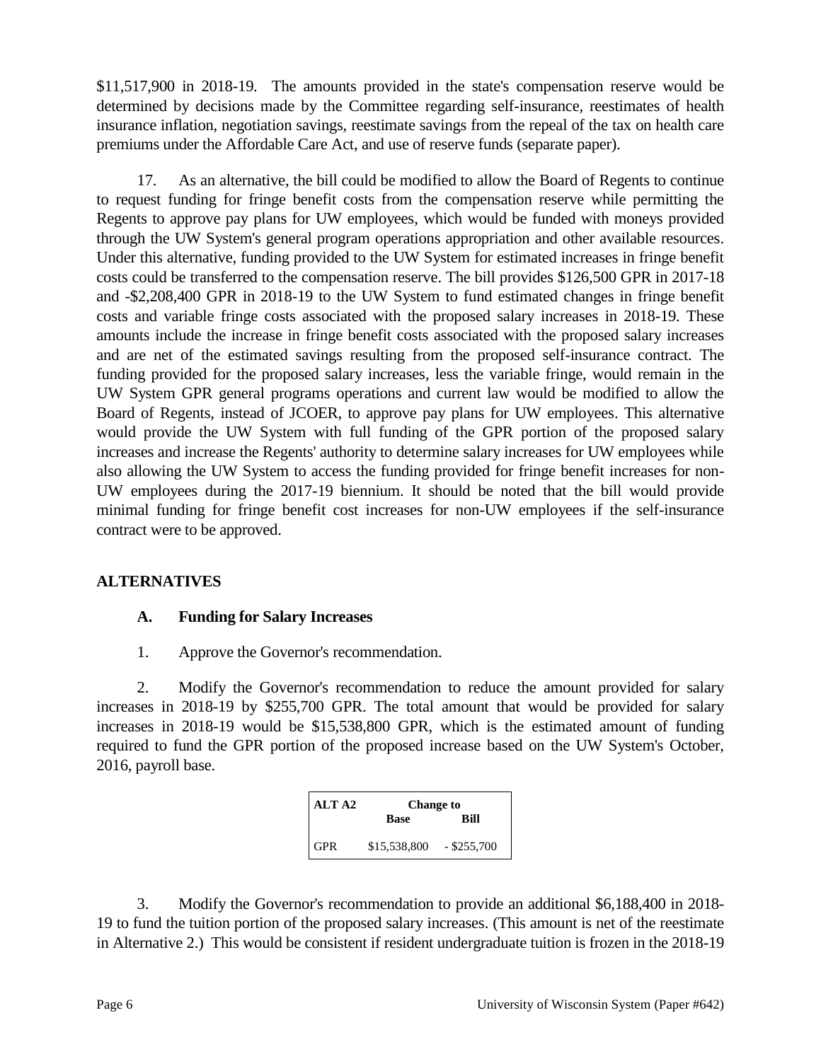$11,517,900 in 2018-19. The amounts provided in the state's compensation reserve would be determined by decisions made by the Committee regarding self-insurance, reestimates of health insurance inflation, negotiation savings, reestimate savings from the repeal of the tax on health care premiums under the Affordable Care Act, and use of reserve funds (separate paper).

17. As an alternative, the bill could be modified to allow the Board of Regents to continue to request funding for fringe benefit costs from the compensation reserve while permitting the Regents to approve pay plans for UW employees, which would be funded with moneys provided through the UW System's general program operations appropriation and other available resources. Under this alternative, funding provided to the UW System for estimated increases in fringe benefit costs could be transferred to the compensation reserve. The bill provides $126,500 GPR in 2017-18 and -$2,208,400 GPR in 2018-19 to the UW System to fund estimated changes in fringe benefit costs and variable fringe costs associated with the proposed salary increases in 2018-19. These amounts include the increase in fringe benefit costs associated with the proposed salary increases and are net of the estimated savings resulting from the proposed self-insurance contract. The funding provided for the proposed salary increases, less the variable fringe, would remain in the UW System GPR general programs operations and current law would be modified to allow the Board of Regents, instead of JCOER, to approve pay plans for UW employees. This alternative would provide the UW System with full funding of the GPR portion of the proposed salary increases and increase the Regents' authority to determine salary increases for UW employees while also allowing the UW System to access the funding provided for fringe benefit increases for non-UW employees during the 2017-19 biennium. It should be noted that the bill would provide minimal funding for fringe benefit cost increases for non-UW employees if the self-insurance contract were to be approved.

## ALTERNATIVES

### A. Funding for Salary Increases

1. Approve the Governor's recommendation.

2. Modify the Governor's recommendation to reduce the amount provided for salary increases in 2018-19 by $255,700 GPR. The total amount that would be provided for salary increases in 2018-19 would be $15,538,800 GPR, which is the estimated amount of funding required to fund the GPR portion of the proposed increase based on the UW System's October, 2016, payroll base.

| ALT A2 | Change to | |
|---|---|---|
| | Base | Bill |
| GPR | $15,538,800 | - $255,700 |

3. Modify the Governor's recommendation to provide an additional $6,188,400 in 2018-19 to fund the tuition portion of the proposed salary increases. (This amount is net of the reestimate in Alternative 2.) This would be consistent if resident undergraduate tuition is frozen in the 2018-19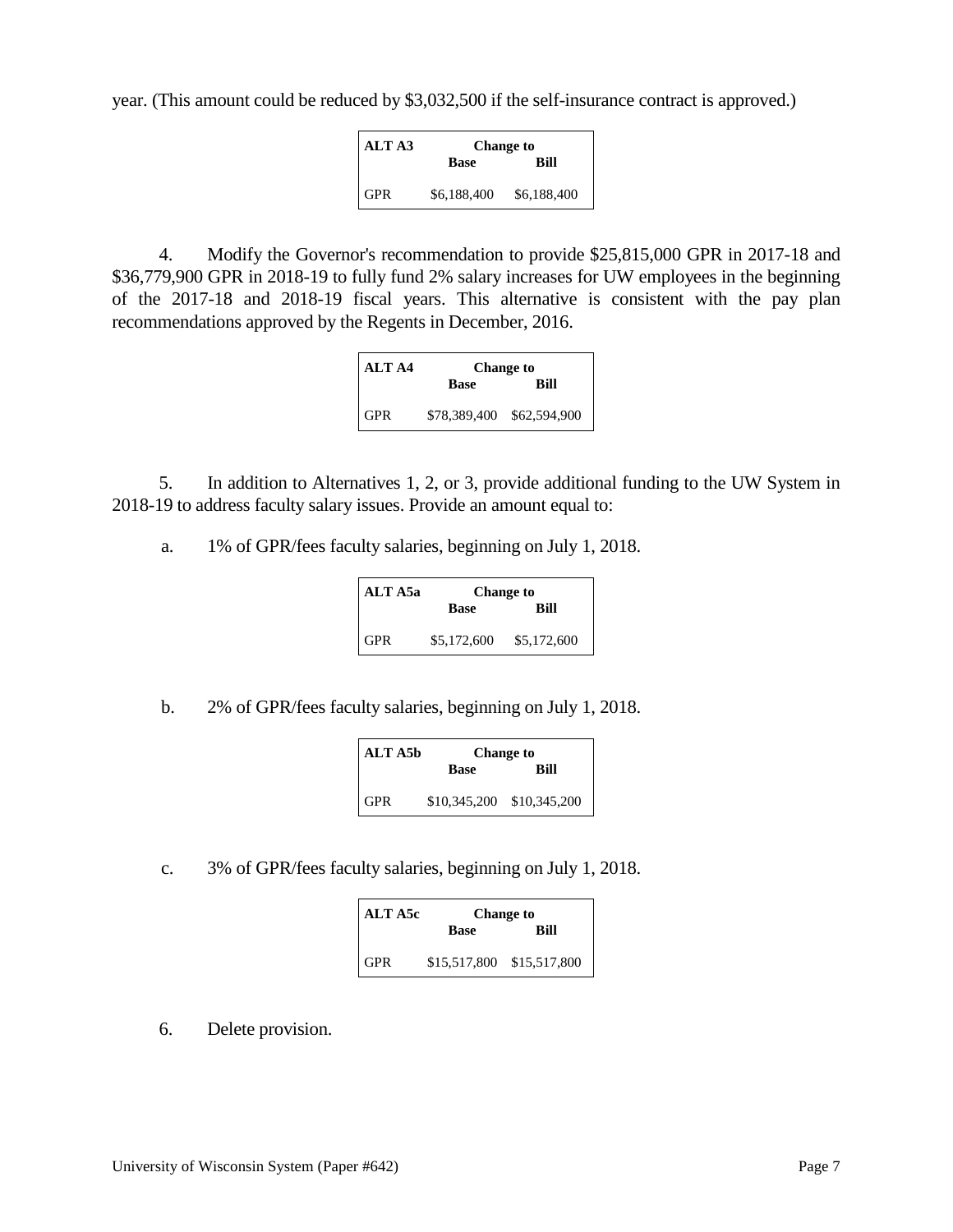year. (This amount could be reduced by $3,032,500 if the self-insurance contract is approved.)

| ALT A3 | Change to | |
|---|---|---|
| | Base | Bill |
| GPR | $6,188,400 | $6,188,400 |

4. Modify the Governor's recommendation to provide $25,815,000 GPR in 2017-18 and $36,779,900 GPR in 2018-19 to fully fund 2% salary increases for UW employees in the beginning of the 2017-18 and 2018-19 fiscal years. This alternative is consistent with the pay plan recommendations approved by the Regents in December, 2016.

| ALT A4 | Change to | |
|---|---|---|
| | Base | Bill |
| GPR | $78,389,400 | $62,594,900 |

5. In addition to Alternatives 1, 2, or 3, provide additional funding to the UW System in 2018-19 to address faculty salary issues. Provide an amount equal to:

a. 1% of GPR/fees faculty salaries, beginning on July 1, 2018.

| ALT A5a | Change to | |
|---|---|---|
| | Base | Bill |
| GPR | $5,172,600 | $5,172,600 |

b. 2% of GPR/fees faculty salaries, beginning on July 1, 2018.

| ALT A5b | Change to | |
|---|---|---|
| | Base | Bill |
| GPR | $10,345,200 | $10,345,200 |

c. 3% of GPR/fees faculty salaries, beginning on July 1, 2018.

| ALT A5c | Change to | |
|---|---|---|
| | Base | Bill |
| GPR | $15,517,800 | $15,517,800 |

6. Delete provision.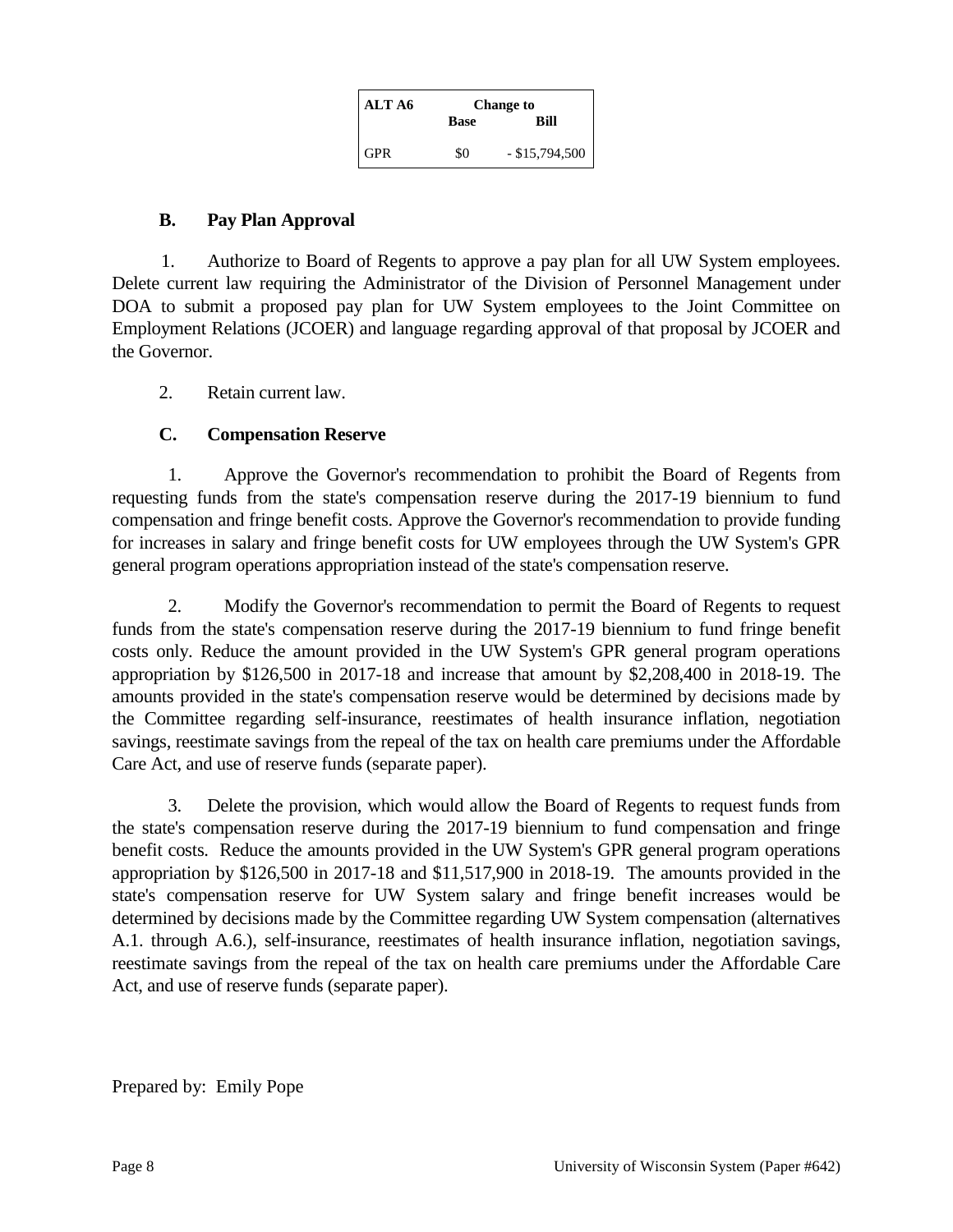| ALT A6 | Change to | |
|---|---|---|
| | Base | Bill |
| GPR | $0 | - $15,794,500 |

**B. Pay Plan Approval**

1. Authorize to Board of Regents to approve a pay plan for all UW System employees. Delete current law requiring the Administrator of the Division of Personnel Management under DOA to submit a proposed pay plan for UW System employees to the Joint Committee on Employment Relations (JCOER) and language regarding approval of that proposal by JCOER and the Governor.

2. Retain current law.

**C. Compensation Reserve**

1. Approve the Governor's recommendation to prohibit the Board of Regents from requesting funds from the state's compensation reserve during the 2017-19 biennium to fund compensation and fringe benefit costs. Approve the Governor's recommendation to provide funding for increases in salary and fringe benefit costs for UW employees through the UW System's GPR general program operations appropriation instead of the state's compensation reserve.

2. Modify the Governor's recommendation to permit the Board of Regents to request funds from the state's compensation reserve during the 2017-19 biennium to fund fringe benefit costs only. Reduce the amount provided in the UW System's GPR general program operations appropriation by $126,500 in 2017-18 and increase that amount by $2,208,400 in 2018-19. The amounts provided in the state's compensation reserve would be determined by decisions made by the Committee regarding self-insurance, reestimates of health insurance inflation, negotiation savings, reestimate savings from the repeal of the tax on health care premiums under the Affordable Care Act, and use of reserve funds (separate paper).

3. Delete the provision, which would allow the Board of Regents to request funds from the state's compensation reserve during the 2017-19 biennium to fund compensation and fringe benefit costs. Reduce the amounts provided in the UW System's GPR general program operations appropriation by $126,500 in 2017-18 and $11,517,900 in 2018-19. The amounts provided in the state's compensation reserve for UW System salary and fringe benefit increases would be determined by decisions made by the Committee regarding UW System compensation (alternatives A.1. through A.6.), self-insurance, reestimates of health insurance inflation, negotiation savings, reestimate savings from the repeal of the tax on health care premiums under the Affordable Care Act, and use of reserve funds (separate paper).

Prepared by: Emily Pope